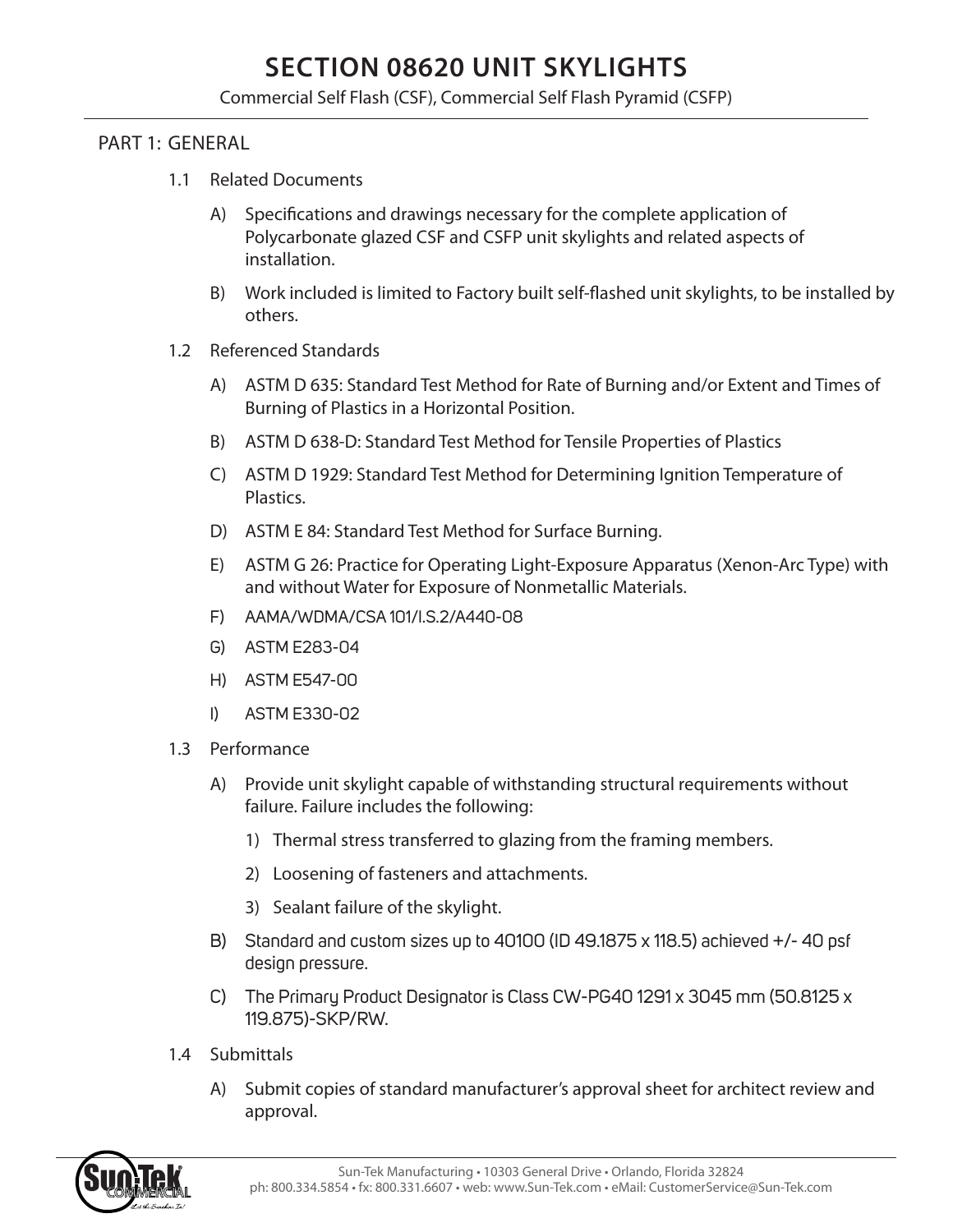# SECTION 08620 UNIT SKYLIGHTS

Commercial Self Flash (CSF), Commercial Self Flash Pyramid (CSFP)

## PART 1: GENERAL

### 1.1 Related Documents

A) Specifications and drawings necessary for the complete application of Polycarbonate glazed CSF and CSFP unit skylights and related aspects of installation.

B) Work included is limited to Factory built self-flashed unit skylights, to be installed by others.

### 1.2 Referenced Standards

A) ASTM D 635: Standard Test Method for Rate of Burning and/or Extent and Times of Burning of Plastics in a Horizontal Position.

B) ASTM D 638-D: Standard Test Method for Tensile Properties of Plastics

C) ASTM D 1929: Standard Test Method for Determining Ignition Temperature of Plastics.

D) ASTM E 84: Standard Test Method for Surface Burning.

E) ASTM G 26: Practice for Operating Light-Exposure Apparatus (Xenon-Arc Type) with and without Water for Exposure of Nonmetallic Materials.

F) AAMA/WDMA/CSA 101/I.S.2/A440-08

G) ASTM E283-04

H) ASTM E547-00

I) ASTM E330-02

### 1.3 Performance

A) Provide unit skylight capable of withstanding structural requirements without failure. Failure includes the following:

1) Thermal stress transferred to glazing from the framing members.

2) Loosening of fasteners and attachments.

3) Sealant failure of the skylight.

B) Standard and custom sizes up to 40100 (ID 49.1875 x 118.5) achieved +/- 40 psf design pressure.

C) The Primary Product Designator is Class CW-PG40 1291 x 3045 mm (50.8125 x 119.875)-SKP/RW.

### 1.4 Submittals

A) Submit copies of standard manufacturer's approval sheet for architect review and approval.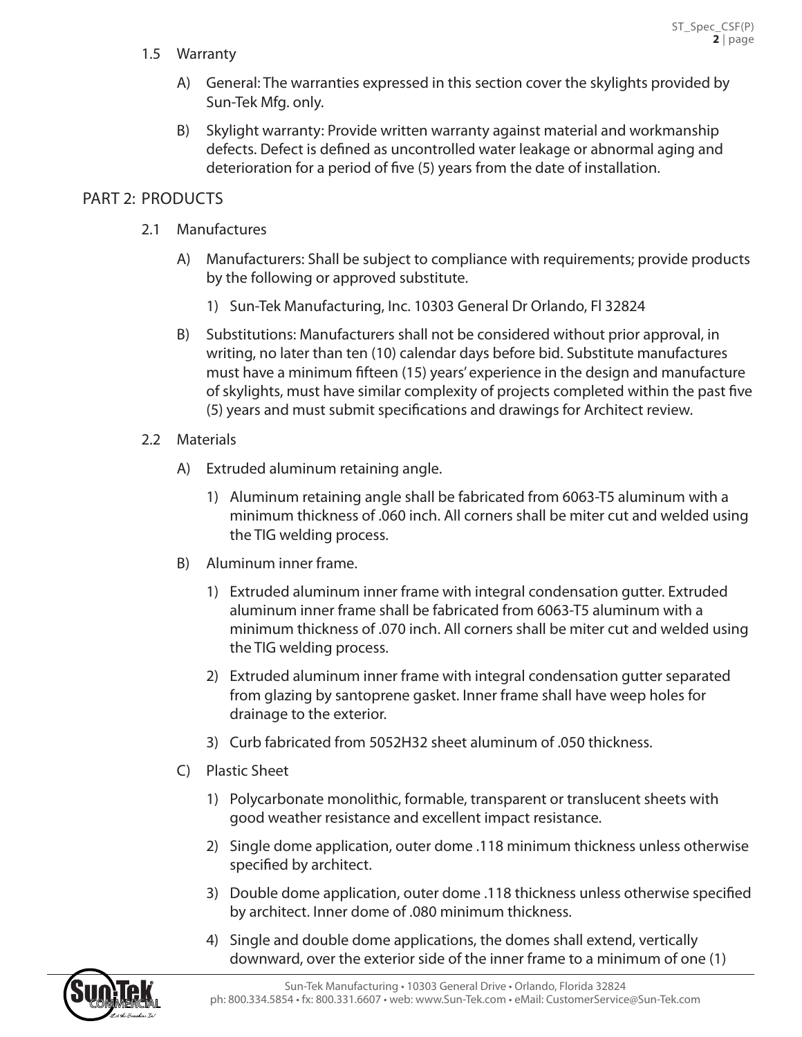1.5 Warranty

A) General: The warranties expressed in this section cover the skylights provided by Sun-Tek Mfg. only.

B) Skylight warranty: Provide written warranty against material and workmanship defects. Defect is defined as uncontrolled water leakage or abnormal aging and deterioration for a period of five (5) years from the date of installation.

## PART 2: PRODUCTS

2.1 Manufactures

A) Manufacturers: Shall be subject to compliance with requirements; provide products by the following or approved substitute.

1) Sun-Tek Manufacturing, Inc. 10303 General Dr Orlando, Fl 32824

B) Substitutions: Manufacturers shall not be considered without prior approval, in writing, no later than ten (10) calendar days before bid. Substitute manufactures must have a minimum fifteen (15) years' experience in the design and manufacture of skylights, must have similar complexity of projects completed within the past five (5) years and must submit specifications and drawings for Architect review.

2.2 Materials

A) Extruded aluminum retaining angle.

1) Aluminum retaining angle shall be fabricated from 6063-T5 aluminum with a minimum thickness of .060 inch. All corners shall be miter cut and welded using the TIG welding process.

B) Aluminum inner frame.

1) Extruded aluminum inner frame with integral condensation gutter. Extruded aluminum inner frame shall be fabricated from 6063-T5 aluminum with a minimum thickness of .070 inch. All corners shall be miter cut and welded using the TIG welding process.

2) Extruded aluminum inner frame with integral condensation gutter separated from glazing by santoprene gasket. Inner frame shall have weep holes for drainage to the exterior.

3) Curb fabricated from 5052H32 sheet aluminum of .050 thickness.

C) Plastic Sheet

1) Polycarbonate monolithic, formable, transparent or translucent sheets with good weather resistance and excellent impact resistance.

2) Single dome application, outer dome .118 minimum thickness unless otherwise specified by architect.

3) Double dome application, outer dome .118 thickness unless otherwise specified by architect. Inner dome of .080 minimum thickness.

4) Single and double dome applications, the domes shall extend, vertically downward, over the exterior side of the inner frame to a minimum of one (1)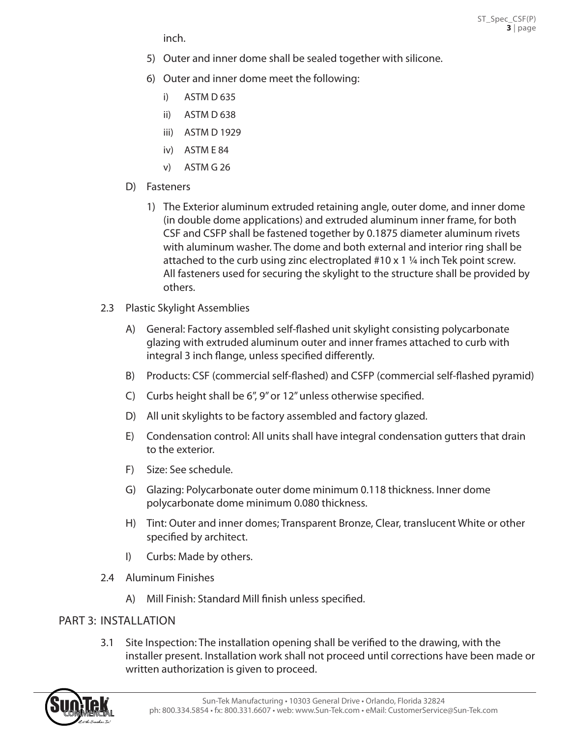inch.

5) Outer and inner dome shall be sealed together with silicone.

6) Outer and inner dome meet the following:

   i) ASTM D 635

   ii) ASTM D 638

   iii) ASTM D 1929

   iv) ASTM E 84

   v) ASTM G 26

D) Fasteners

   1) The Exterior aluminum extruded retaining angle, outer dome, and inner dome (in double dome applications) and extruded aluminum inner frame, for both CSF and CSFP shall be fastened together by 0.1875 diameter aluminum rivets with aluminum washer. The dome and both external and interior ring shall be attached to the curb using zinc electroplated #10 x 1 ¼ inch Tek point screw. All fasteners used for securing the skylight to the structure shall be provided by others.

2.3 Plastic Skylight Assemblies

A) General: Factory assembled self-flashed unit skylight consisting polycarbonate glazing with extruded aluminum outer and inner frames attached to curb with integral 3 inch flange, unless specified differently.

B) Products: CSF (commercial self-flashed) and CSFP (commercial self-flashed pyramid)

C) Curbs height shall be 6", 9" or 12" unless otherwise specified.

D) All unit skylights to be factory assembled and factory glazed.

E) Condensation control: All units shall have integral condensation gutters that drain to the exterior.

F) Size: See schedule.

G) Glazing: Polycarbonate outer dome minimum 0.118 thickness. Inner dome polycarbonate dome minimum 0.080 thickness.

H) Tint: Outer and inner domes; Transparent Bronze, Clear, translucent White or other specified by architect.

I) Curbs: Made by others.

2.4 Aluminum Finishes

A) Mill Finish: Standard Mill finish unless specified.

## PART 3: INSTALLATION

3.1 Site Inspection: The installation opening shall be verified to the drawing, with the installer present. Installation work shall not proceed until corrections have been made or written authorization is given to proceed.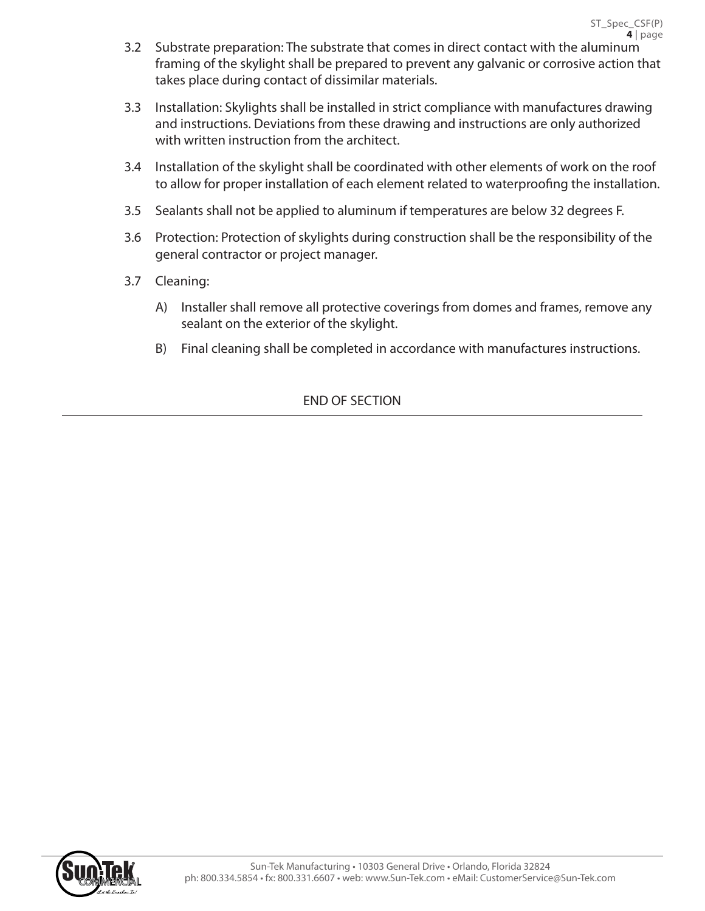3.2 Substrate preparation: The substrate that comes in direct contact with the aluminum framing of the skylight shall be prepared to prevent any galvanic or corrosive action that takes place during contact of dissimilar materials.

3.3 Installation: Skylights shall be installed in strict compliance with manufactures drawing and instructions. Deviations from these drawing and instructions are only authorized with written instruction from the architect.

3.4 Installation of the skylight shall be coordinated with other elements of work on the roof to allow for proper installation of each element related to waterproofing the installation.

3.5 Sealants shall not be applied to aluminum if temperatures are below 32 degrees F.

3.6 Protection: Protection of skylights during construction shall be the responsibility of the general contractor or project manager.

3.7 Cleaning:

A) Installer shall remove all protective coverings from domes and frames, remove any sealant on the exterior of the skylight.

B) Final cleaning shall be completed in accordance with manufactures instructions.

END OF SECTION